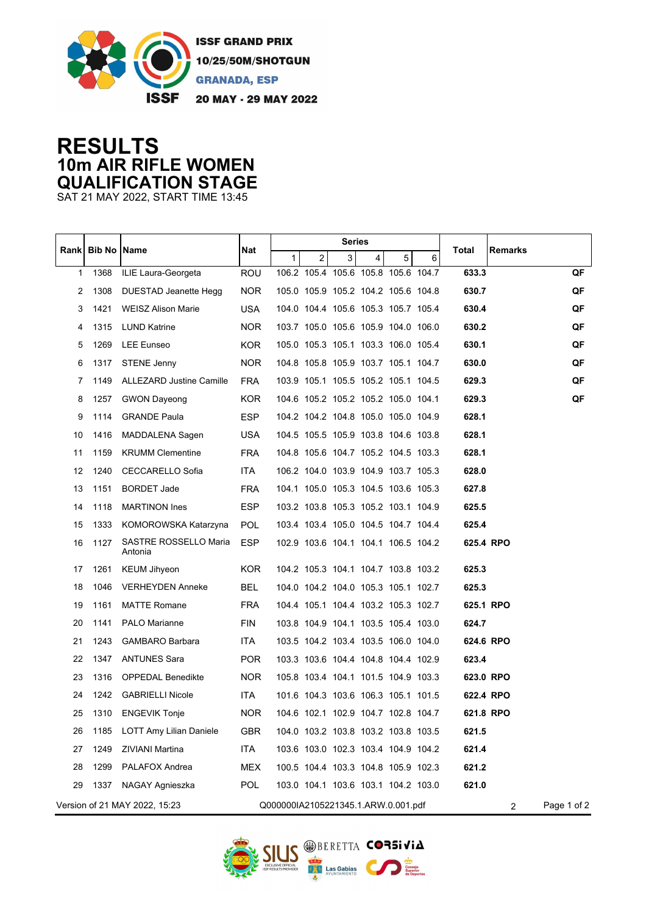ISSF GRAND PRIX
10/25/50M/SHOTGUN
GRANADA, ESP
20 MAY - 29 MAY 2022

# RESULTS
## 10m AIR RIFLE WOMEN
## QUALIFICATION STAGE
SAT 21 MAY 2022, START TIME 13:45

| Rank | Bib No | Name | Nat | Series 1 | 2 | 3 | 4 | 5 | 6 | Total | Remarks | |
|---|---|---|---|---|---|---|---|---|---|---|---|---|
| 1 | 1368 | ILIE Laura-Georgeta | ROU | 106.2 | 105.4 | 105.6 | 105.8 | 105.6 | 104.7 | **633.3** | | **QF** |
| 2 | 1308 | DUESTAD Jeanette Hegg | NOR | 105.0 | 105.9 | 105.2 | 104.2 | 105.6 | 104.8 | **630.7** | | **QF** |
| 3 | 1421 | WEISZ Alison Marie | USA | 104.0 | 104.4 | 105.6 | 105.3 | 105.7 | 105.4 | **630.4** | | **QF** |
| 4 | 1315 | LUND Katrine | NOR | 103.7 | 105.0 | 105.6 | 105.9 | 104.0 | 106.0 | **630.2** | | **QF** |
| 5 | 1269 | LEE Eunseo | KOR | 105.0 | 105.3 | 105.1 | 103.3 | 106.0 | 105.4 | **630.1** | | **QF** |
| 6 | 1317 | STENE Jenny | NOR | 104.8 | 105.8 | 105.9 | 103.7 | 105.1 | 104.7 | **630.0** | | **QF** |
| 7 | 1149 | ALLEZARD Justine Camille | FRA | 103.9 | 105.1 | 105.5 | 105.2 | 105.1 | 104.5 | **629.3** | | **QF** |
| 8 | 1257 | GWON Dayeong | KOR | 104.6 | 105.2 | 105.2 | 105.2 | 105.0 | 104.1 | **629.3** | | **QF** |
| 9 | 1114 | GRANDE Paula | ESP | 104.2 | 104.2 | 104.8 | 105.0 | 105.0 | 104.9 | **628.1** | | |
| 10 | 1416 | MADDALENA Sagen | USA | 104.5 | 105.5 | 105.9 | 103.8 | 104.6 | 103.8 | **628.1** | | |
| 11 | 1159 | KRUMM Clementine | FRA | 104.8 | 105.6 | 104.7 | 105.2 | 104.5 | 103.3 | **628.1** | | |
| 12 | 1240 | CECCARELLO Sofia | ITA | 106.2 | 104.0 | 103.9 | 104.9 | 103.7 | 105.3 | **628.0** | | |
| 13 | 1151 | BORDET Jade | FRA | 104.1 | 105.0 | 105.3 | 104.5 | 103.6 | 105.3 | **627.8** | | |
| 14 | 1118 | MARTINON Ines | ESP | 103.2 | 103.8 | 105.3 | 105.2 | 103.1 | 104.9 | **625.5** | | |
| 15 | 1333 | KOMOROWSKA Katarzyna | POL | 103.4 | 103.4 | 105.0 | 104.5 | 104.7 | 104.4 | **625.4** | | |
| 16 | 1127 | SASTRE ROSSELLO Maria Antonia | ESP | 102.9 | 103.6 | 104.1 | 104.1 | 106.5 | 104.2 | **625.4** | **RPO** | |
| 17 | 1261 | KEUM Jihyeon | KOR | 104.2 | 105.3 | 104.1 | 104.7 | 103.8 | 103.2 | **625.3** | | |
| 18 | 1046 | VERHEYDEN Anneke | BEL | 104.0 | 104.2 | 104.0 | 105.3 | 105.1 | 102.7 | **625.3** | | |
| 19 | 1161 | MATTE Romane | FRA | 104.4 | 105.1 | 104.4 | 103.2 | 105.3 | 102.7 | **625.1** | **RPO** | |
| 20 | 1141 | PALO Marianne | FIN | 103.8 | 104.9 | 104.1 | 103.5 | 105.4 | 103.0 | **624.7** | | |
| 21 | 1243 | GAMBARO Barbara | ITA | 103.5 | 104.2 | 103.4 | 103.5 | 106.0 | 104.0 | **624.6** | **RPO** | |
| 22 | 1347 | ANTUNES Sara | POR | 103.3 | 103.6 | 104.4 | 104.8 | 104.4 | 102.9 | **623.4** | | |
| 23 | 1316 | OPPEDAL Benedikte | NOR | 105.8 | 103.4 | 104.1 | 101.5 | 104.9 | 103.3 | **623.0** | **RPO** | |
| 24 | 1242 | GABRIELLI Nicole | ITA | 101.6 | 104.3 | 103.6 | 106.3 | 105.1 | 101.5 | **622.4** | **RPO** | |
| 25 | 1310 | ENGEVIK Tonje | NOR | 104.6 | 102.1 | 102.9 | 104.7 | 102.8 | 104.7 | **621.8** | **RPO** | |
| 26 | 1185 | LOTT Amy Lilian Daniele | GBR | 104.0 | 103.2 | 103.8 | 103.2 | 103.8 | 103.5 | **621.5** | | |
| 27 | 1249 | ZIVIANI Martina | ITA | 103.6 | 103.0 | 102.3 | 103.4 | 104.9 | 104.2 | **621.4** | | |
| 28 | 1299 | PALAFOX Andrea | MEX | 100.5 | 104.4 | 103.3 | 104.8 | 105.9 | 102.3 | **621.2** | | |
| 29 | 1337 | NAGAY Agnieszka | POL | 103.0 | 104.1 | 103.6 | 103.1 | 104.2 | 103.0 | **621.0** | | |

Version of 21 MAY 2022, 15:23 Q000000IA2105221345.1.ARW.0.001.pdf 2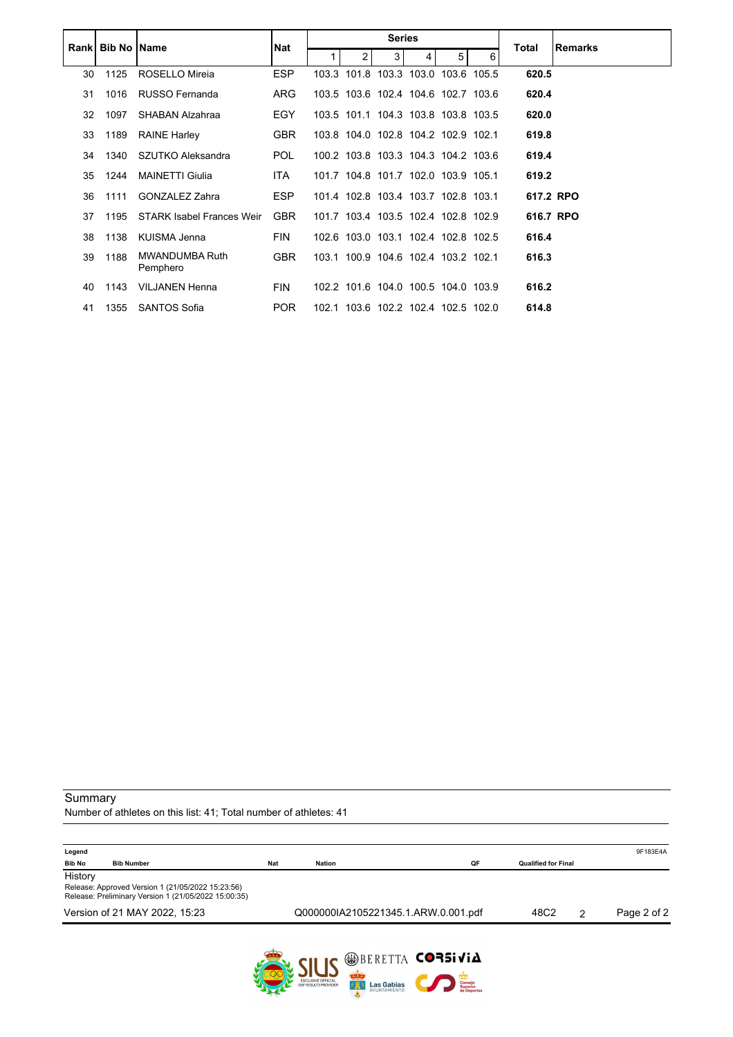| Rank | Bib No | Name | Nat | Series | | | | | | Total | Remarks |
|---|---|---|---|---|---|---|---|---|---|---|---|
| | | | | 1 | 2 | 3 | 4 | 5 | 6 | | |
| 30 | 1125 | ROSELLO Mireia | ESP | 103.3 | 101.8 | 103.3 | 103.0 | 103.6 | 105.5 | **620.5** | |
| 31 | 1016 | RUSSO Fernanda | ARG | 103.5 | 103.6 | 102.4 | 104.6 | 102.7 | 103.6 | **620.4** | |
| 32 | 1097 | SHABAN Alzahraa | EGY | 103.5 | 101.1 | 104.3 | 103.8 | 103.8 | 103.5 | **620.0** | |
| 33 | 1189 | RAINE Harley | GBR | 103.8 | 104.0 | 102.8 | 104.2 | 102.9 | 102.1 | **619.8** | |
| 34 | 1340 | SZUTKO Aleksandra | POL | 100.2 | 103.8 | 103.3 | 104.3 | 104.2 | 103.6 | **619.4** | |
| 35 | 1244 | MAINETTI Giulia | ITA | 101.7 | 104.8 | 101.7 | 102.0 | 103.9 | 105.1 | **619.2** | |
| 36 | 1111 | GONZALEZ Zahra | ESP | 101.4 | 102.8 | 103.4 | 103.7 | 102.8 | 103.1 | **617.2** | **RPO** |
| 37 | 1195 | STARK Isabel Frances Weir | GBR | 101.7 | 103.4 | 103.5 | 102.4 | 102.8 | 102.9 | **616.7** | **RPO** |
| 38 | 1138 | KUISMA Jenna | FIN | 102.6 | 103.0 | 103.1 | 102.4 | 102.8 | 102.5 | **616.4** | |
| 39 | 1188 | MWANDUMBA Ruth Pemphero | GBR | 103.1 | 100.9 | 104.6 | 102.4 | 103.2 | 102.1 | **616.3** | |
| 40 | 1143 | VILJANEN Henna | FIN | 102.2 | 101.6 | 104.0 | 100.5 | 104.0 | 103.9 | **616.2** | |
| 41 | 1355 | SANTOS Sofia | POR | 102.1 | 103.6 | 102.2 | 102.4 | 102.5 | 102.0 | **614.8** | |

## Summary

Number of athletes on this list: 41; Total number of athletes: 41

**Legend**

| | | | | | |
|---|---|---|---|---|---|
| **Bib No** | **Bib Number** | **Nat** | **Nation** | **QF** | **Qualified for Final** |

9F183E4A

History

Release: Approved Version 1 (21/05/2022 15:23:56)

Release: Preliminary Version 1 (21/05/2022 15:00:35)

Version of 21 MAY 2022, 15:23 Q000000IA2105221345.1.ARW.0.001.pdf 48C2 2